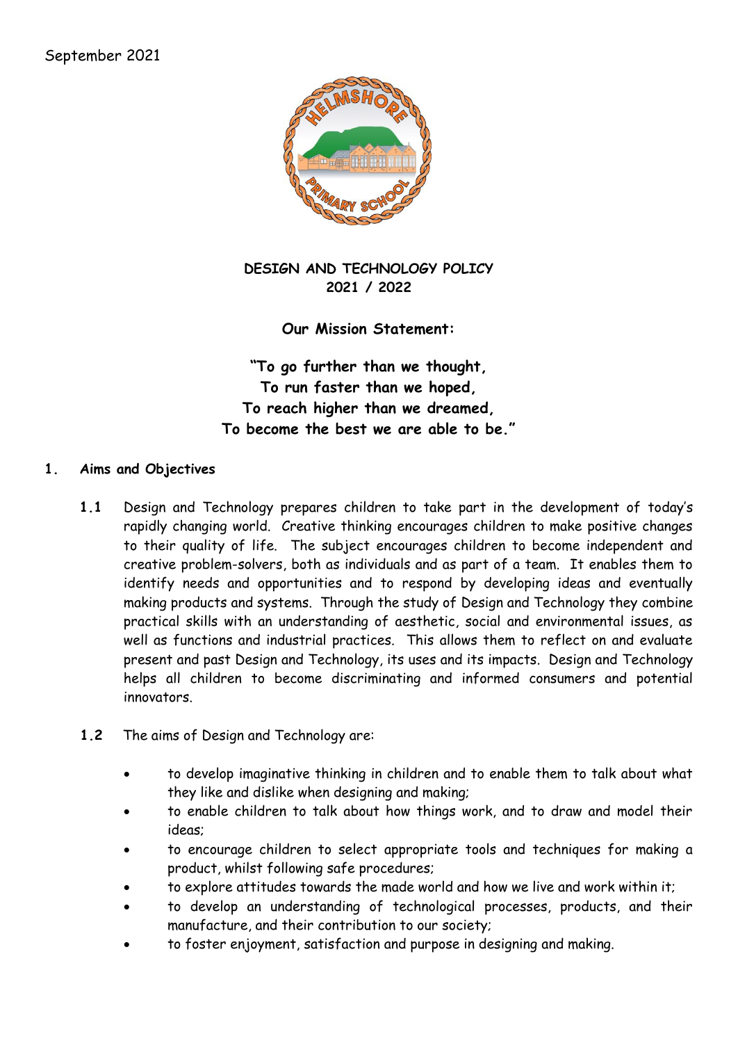September 2021

# DESIGN AND TECHNOLOGY POLICY
# 2021 / 2022

**Our Mission Statement:**

**"To go further than we thought,**
**To run faster than we hoped,**
**To reach higher than we dreamed,**
**To become the best we are able to be."**

## 1. Aims and Objectives

**1.1** Design and Technology prepares children to take part in the development of today's rapidly changing world. Creative thinking encourages children to make positive changes to their quality of life. The subject encourages children to become independent and creative problem-solvers, both as individuals and as part of a team. It enables them to identify needs and opportunities and to respond by developing ideas and eventually making products and systems. Through the study of Design and Technology they combine practical skills with an understanding of aesthetic, social and environmental issues, as well as functions and industrial practices. This allows them to reflect on and evaluate present and past Design and Technology, its uses and its impacts. Design and Technology helps all children to become discriminating and informed consumers and potential innovators.

**1.2** The aims of Design and Technology are:

- to develop imaginative thinking in children and to enable them to talk about what they like and dislike when designing and making;
- to enable children to talk about how things work, and to draw and model their ideas;
- to encourage children to select appropriate tools and techniques for making a product, whilst following safe procedures;
- to explore attitudes towards the made world and how we live and work within it;
- to develop an understanding of technological processes, products, and their manufacture, and their contribution to our society;
- to foster enjoyment, satisfaction and purpose in designing and making.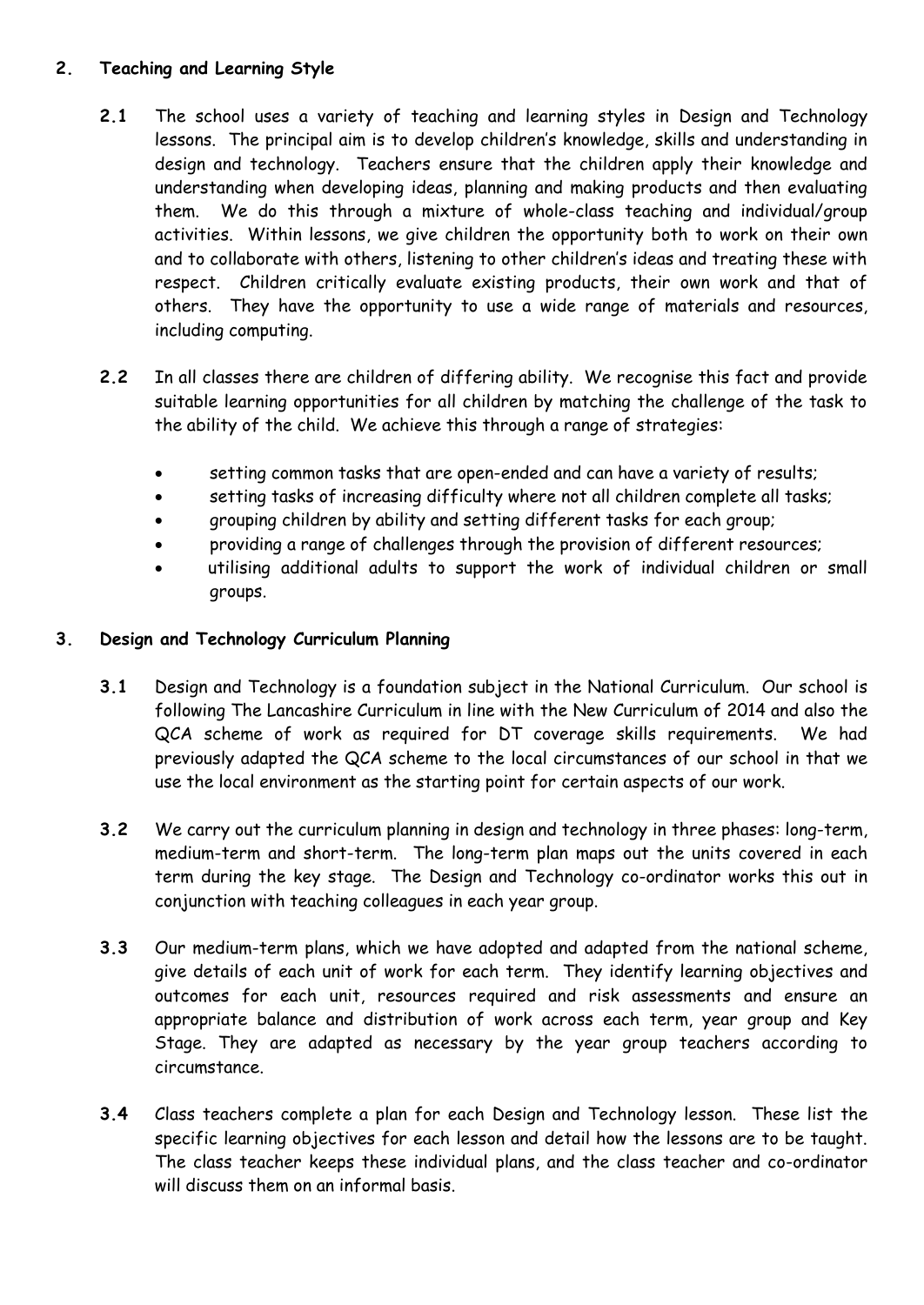## 2. Teaching and Learning Style

**2.1** The school uses a variety of teaching and learning styles in Design and Technology lessons. The principal aim is to develop children's knowledge, skills and understanding in design and technology. Teachers ensure that the children apply their knowledge and understanding when developing ideas, planning and making products and then evaluating them. We do this through a mixture of whole-class teaching and individual/group activities. Within lessons, we give children the opportunity both to work on their own and to collaborate with others, listening to other children's ideas and treating these with respect. Children critically evaluate existing products, their own work and that of others. They have the opportunity to use a wide range of materials and resources, including computing.

**2.2** In all classes there are children of differing ability. We recognise this fact and provide suitable learning opportunities for all children by matching the challenge of the task to the ability of the child. We achieve this through a range of strategies:

- setting common tasks that are open-ended and can have a variety of results;
- setting tasks of increasing difficulty where not all children complete all tasks;
- grouping children by ability and setting different tasks for each group;
- providing a range of challenges through the provision of different resources;
- utilising additional adults to support the work of individual children or small groups.

## 3. Design and Technology Curriculum Planning

**3.1** Design and Technology is a foundation subject in the National Curriculum. Our school is following The Lancashire Curriculum in line with the New Curriculum of 2014 and also the QCA scheme of work as required for DT coverage skills requirements. We had previously adapted the QCA scheme to the local circumstances of our school in that we use the local environment as the starting point for certain aspects of our work.

**3.2** We carry out the curriculum planning in design and technology in three phases: long-term, medium-term and short-term. The long-term plan maps out the units covered in each term during the key stage. The Design and Technology co-ordinator works this out in conjunction with teaching colleagues in each year group.

**3.3** Our medium-term plans, which we have adopted and adapted from the national scheme, give details of each unit of work for each term. They identify learning objectives and outcomes for each unit, resources required and risk assessments and ensure an appropriate balance and distribution of work across each term, year group and Key Stage. They are adapted as necessary by the year group teachers according to circumstance.

**3.4** Class teachers complete a plan for each Design and Technology lesson. These list the specific learning objectives for each lesson and detail how the lessons are to be taught. The class teacher keeps these individual plans, and the class teacher and co-ordinator will discuss them on an informal basis.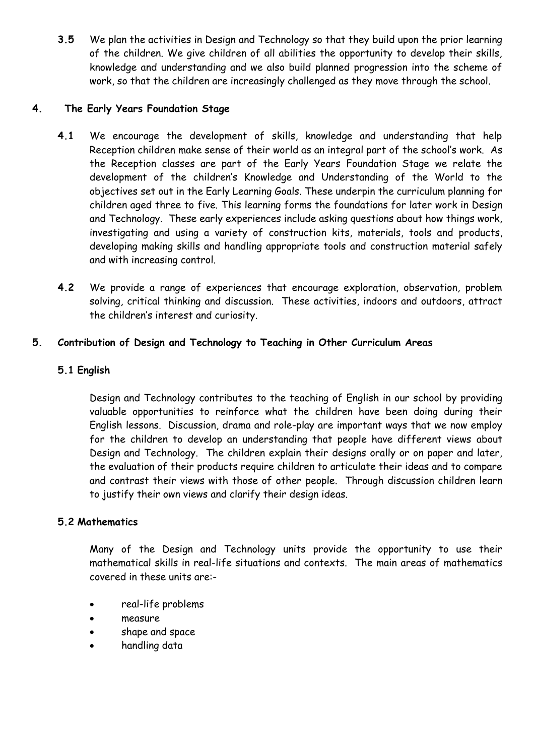**3.5** We plan the activities in Design and Technology so that they build upon the prior learning of the children. We give children of all abilities the opportunity to develop their skills, knowledge and understanding and we also build planned progression into the scheme of work, so that the children are increasingly challenged as they move through the school.

## 4. The Early Years Foundation Stage

**4.1** We encourage the development of skills, knowledge and understanding that help Reception children make sense of their world as an integral part of the school's work. As the Reception classes are part of the Early Years Foundation Stage we relate the development of the children's Knowledge and Understanding of the World to the objectives set out in the Early Learning Goals. These underpin the curriculum planning for children aged three to five. This learning forms the foundations for later work in Design and Technology. These early experiences include asking questions about how things work, investigating and using a variety of construction kits, materials, tools and products, developing making skills and handling appropriate tools and construction material safely and with increasing control.

**4.2** We provide a range of experiences that encourage exploration, observation, problem solving, critical thinking and discussion. These activities, indoors and outdoors, attract the children's interest and curiosity.

## 5. Contribution of Design and Technology to Teaching in Other Curriculum Areas

### 5.1 English

Design and Technology contributes to the teaching of English in our school by providing valuable opportunities to reinforce what the children have been doing during their English lessons. Discussion, drama and role-play are important ways that we now employ for the children to develop an understanding that people have different views about Design and Technology. The children explain their designs orally or on paper and later, the evaluation of their products require children to articulate their ideas and to compare and contrast their views with those of other people. Through discussion children learn to justify their own views and clarify their design ideas.

### 5.2 Mathematics

Many of the Design and Technology units provide the opportunity to use their mathematical skills in real-life situations and contexts. The main areas of mathematics covered in these units are:-

- real-life problems
- measure
- shape and space
- handling data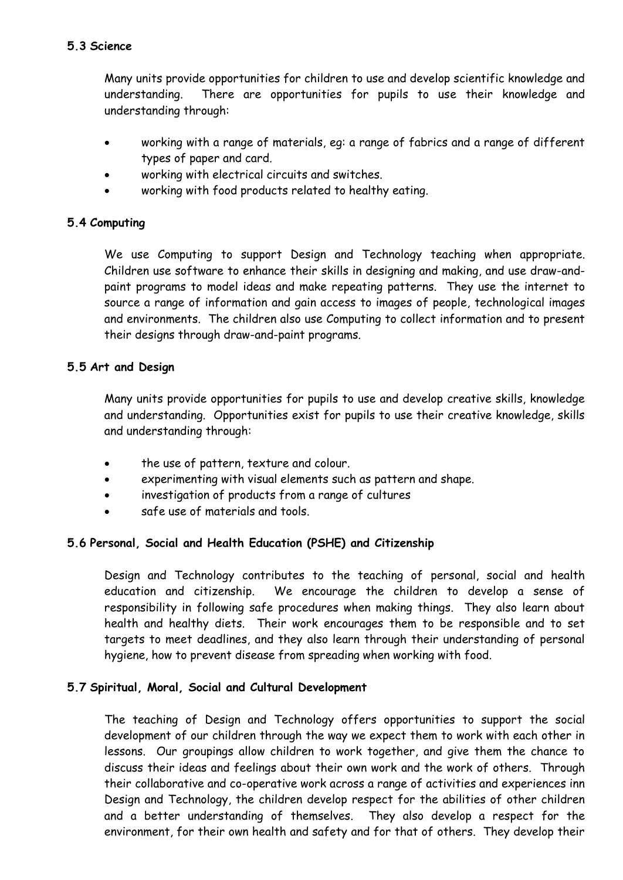### 5.3 Science

Many units provide opportunities for children to use and develop scientific knowledge and understanding. There are opportunities for pupils to use their knowledge and understanding through:

- working with a range of materials, eg: a range of fabrics and a range of different types of paper and card.
- working with electrical circuits and switches.
- working with food products related to healthy eating.

### 5.4 Computing

We use Computing to support Design and Technology teaching when appropriate. Children use software to enhance their skills in designing and making, and use draw-and-paint programs to model ideas and make repeating patterns. They use the internet to source a range of information and gain access to images of people, technological images and environments. The children also use Computing to collect information and to present their designs through draw-and-paint programs.

### 5.5 Art and Design

Many units provide opportunities for pupils to use and develop creative skills, knowledge and understanding. Opportunities exist for pupils to use their creative knowledge, skills and understanding through:

- the use of pattern, texture and colour.
- experimenting with visual elements such as pattern and shape.
- investigation of products from a range of cultures
- safe use of materials and tools.

### 5.6 Personal, Social and Health Education (PSHE) and Citizenship

Design and Technology contributes to the teaching of personal, social and health education and citizenship. We encourage the children to develop a sense of responsibility in following safe procedures when making things. They also learn about health and healthy diets. Their work encourages them to be responsible and to set targets to meet deadlines, and they also learn through their understanding of personal hygiene, how to prevent disease from spreading when working with food.

### 5.7 Spiritual, Moral, Social and Cultural Development

The teaching of Design and Technology offers opportunities to support the social development of our children through the way we expect them to work with each other in lessons. Our groupings allow children to work together, and give them the chance to discuss their ideas and feelings about their own work and the work of others. Through their collaborative and co-operative work across a range of activities and experiences inn Design and Technology, the children develop respect for the abilities of other children and a better understanding of themselves. They also develop a respect for the environment, for their own health and safety and for that of others. They develop their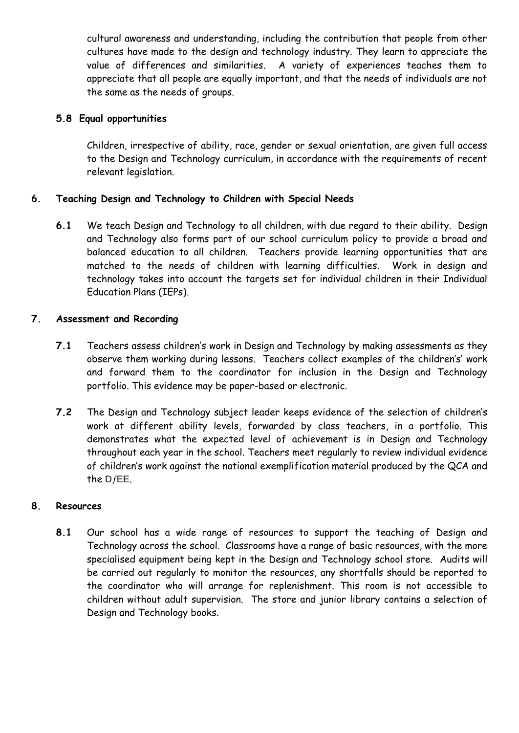cultural awareness and understanding, including the contribution that people from other cultures have made to the design and technology industry. They learn to appreciate the value of differences and similarities. A variety of experiences teaches them to appreciate that all people are equally important, and that the needs of individuals are not the same as the needs of groups.

### 5.8 Equal opportunities

Children, irrespective of ability, race, gender or sexual orientation, are given full access to the Design and Technology curriculum, in accordance with the requirements of recent relevant legislation.

## 6. Teaching Design and Technology to Children with Special Needs

**6.1** We teach Design and Technology to all children, with due regard to their ability. Design and Technology also forms part of our school curriculum policy to provide a broad and balanced education to all children. Teachers provide learning opportunities that are matched to the needs of children with learning difficulties. Work in design and technology takes into account the targets set for individual children in their Individual Education Plans (IEPs).

## 7. Assessment and Recording

**7.1** Teachers assess children's work in Design and Technology by making assessments as they observe them working during lessons. Teachers collect examples of the children's' work and forward them to the coordinator for inclusion in the Design and Technology portfolio. This evidence may be paper-based or electronic.

**7.2** The Design and Technology subject leader keeps evidence of the selection of children's work at different ability levels, forwarded by class teachers, in a portfolio. This demonstrates what the expected level of achievement is in Design and Technology throughout each year in the school. Teachers meet regularly to review individual evidence of children's work against the national exemplification material produced by the QCA and the DƒEE.

## 8. Resources

**8.1** Our school has a wide range of resources to support the teaching of Design and Technology across the school. Classrooms have a range of basic resources, with the more specialised equipment being kept in the Design and Technology school store. Audits will be carried out regularly to monitor the resources, any shortfalls should be reported to the coordinator who will arrange for replenishment. This room is not accessible to children without adult supervision. The store and junior library contains a selection of Design and Technology books.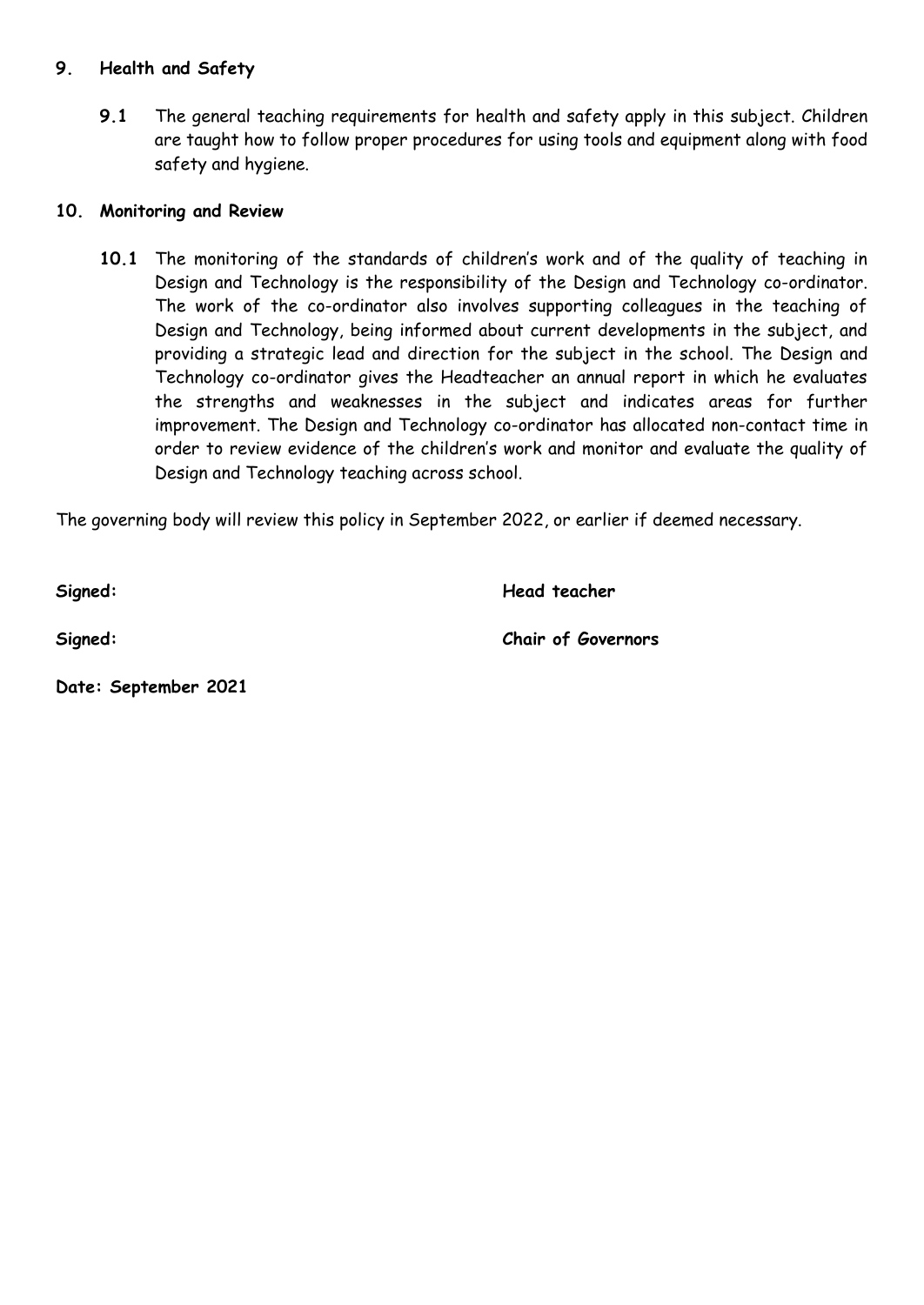## 9. Health and Safety

**9.1** The general teaching requirements for health and safety apply in this subject. Children are taught how to follow proper procedures for using tools and equipment along with food safety and hygiene.

## 10. Monitoring and Review

**10.1** The monitoring of the standards of children's work and of the quality of teaching in Design and Technology is the responsibility of the Design and Technology co-ordinator. The work of the co-ordinator also involves supporting colleagues in the teaching of Design and Technology, being informed about current developments in the subject, and providing a strategic lead and direction for the subject in the school. The Design and Technology co-ordinator gives the Headteacher an annual report in which he evaluates the strengths and weaknesses in the subject and indicates areas for further improvement. The Design and Technology co-ordinator has allocated non-contact time in order to review evidence of the children's work and monitor and evaluate the quality of Design and Technology teaching across school.

The governing body will review this policy in September 2022, or earlier if deemed necessary.

**Signed:** **Head teacher**

**Signed:** **Chair of Governors**

**Date: September 2021**